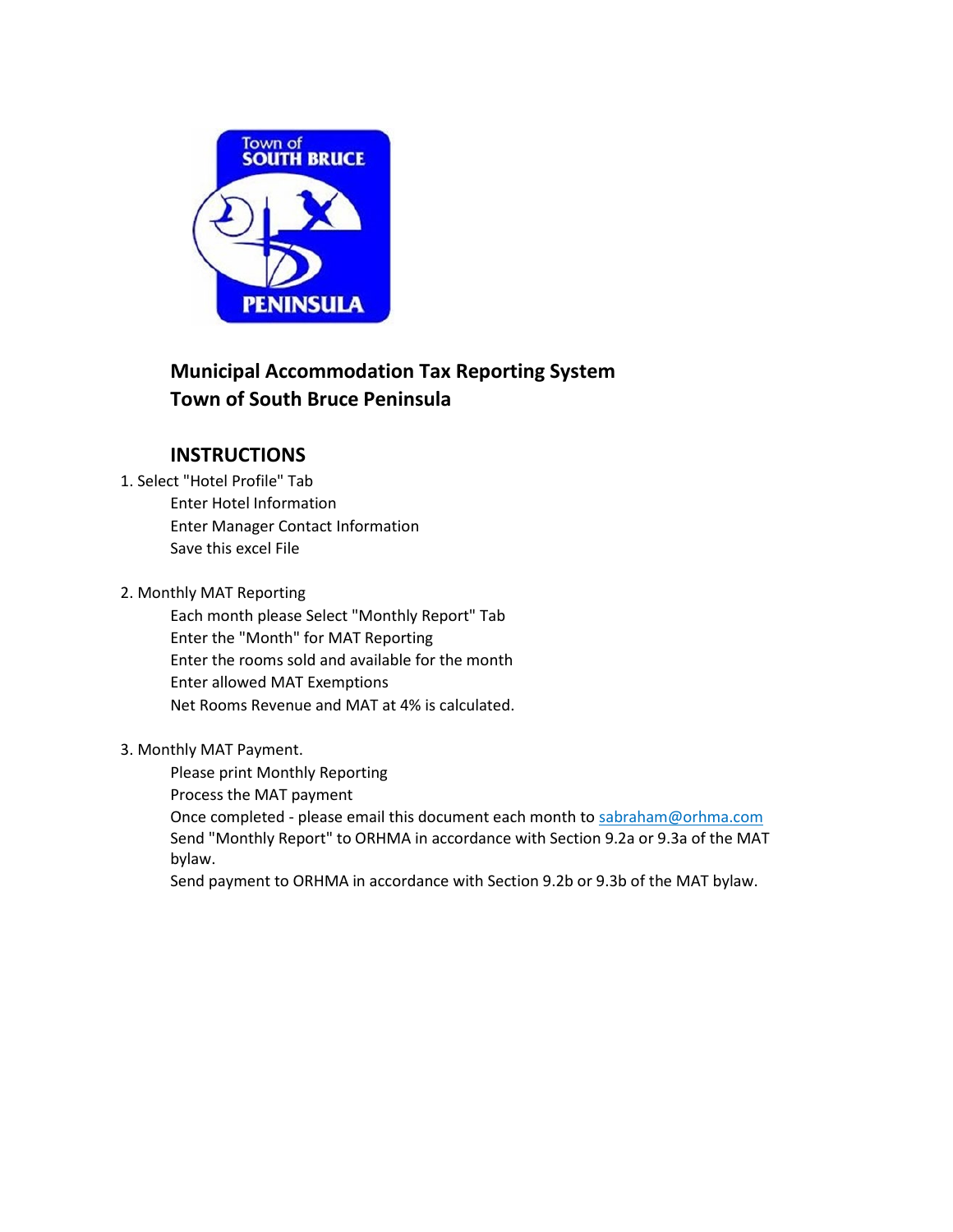# Municipal Accommodation Tax Reporting System
# Town of South Bruce Peninsula

## INSTRUCTIONS

1. Select "Hotel Profile" Tab
   - Enter Hotel Information
   - Enter Manager Contact Information
   - Save this excel File

2. Monthly MAT Reporting
   - Each month please Select "Monthly Report" Tab
   - Enter the "Month" for MAT Reporting
   - Enter the rooms sold and available for the month
   - Enter allowed MAT Exemptions
   - Net Rooms Revenue and MAT at 4% is calculated.

3. Monthly MAT Payment.
   - Please print Monthly Reporting
   - Process the MAT payment
   - Once completed - please email this document each month to [sabraham@orhma.com](mailto:sabraham@orhma.com)
   - Send "Monthly Report" to ORHMA in accordance with Section 9.2a or 9.3a of the MAT bylaw.
   - Send payment to ORHMA in accordance with Section 9.2b or 9.3b of the MAT bylaw.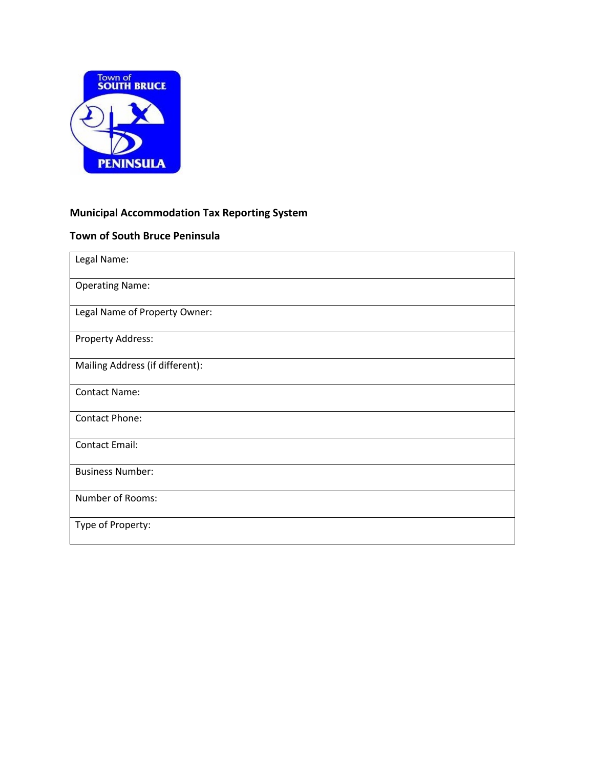**Municipal Accommodation Tax Reporting System**

**Town of South Bruce Peninsula**

| Legal Name: |
| --- |
| Operating Name: |
| Legal Name of Property Owner: |
| Property Address: |
| Mailing Address (if different): |
| Contact Name: |
| Contact Phone: |
| Contact Email: |
| Business Number: |
| Number of Rooms: |
| Type of Property: |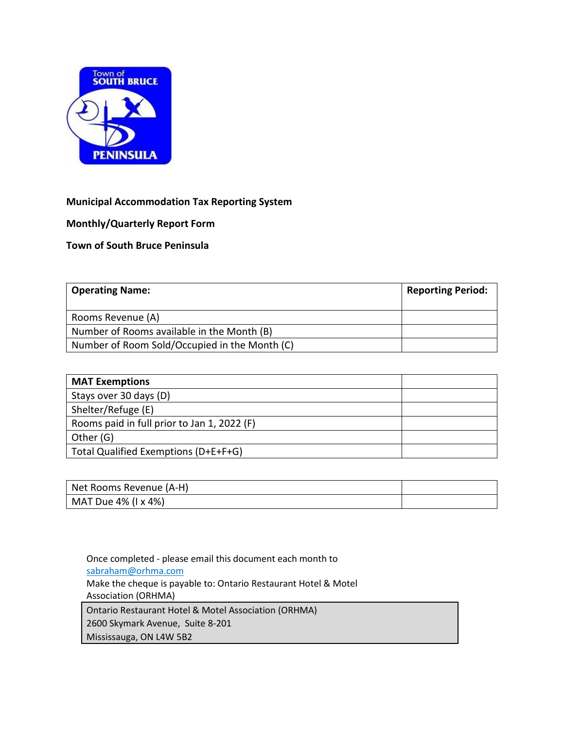**Municipal Accommodation Tax Reporting System**

**Monthly/Quarterly Report Form**

**Town of South Bruce Peninsula**

| **Operating Name:** | **Reporting Period:** |
|---|---|
| Rooms Revenue (A) | |
| Number of Rooms available in the Month (B) | |
| Number of Room Sold/Occupied in the Month (C) | |

| **MAT Exemptions** | |
|---|---|
| Stays over 30 days (D) | |
| Shelter/Refuge (E) | |
| Rooms paid in full prior to Jan 1, 2022 (F) | |
| Other (G) | |
| Total Qualified Exemptions (D+E+F+G) | |

| | |
|---|---|
| Net Rooms Revenue (A-H) | |
| MAT Due 4% (I x 4%) | |

Once completed - please email this document each month to sabraham@orhma.com
Make the cheque is payable to: Ontario Restaurant Hotel & Motel Association (ORHMA)

Ontario Restaurant Hotel & Motel Association (ORHMA)
2600 Skymark Avenue, Suite 8-201
Mississauga, ON L4W 5B2